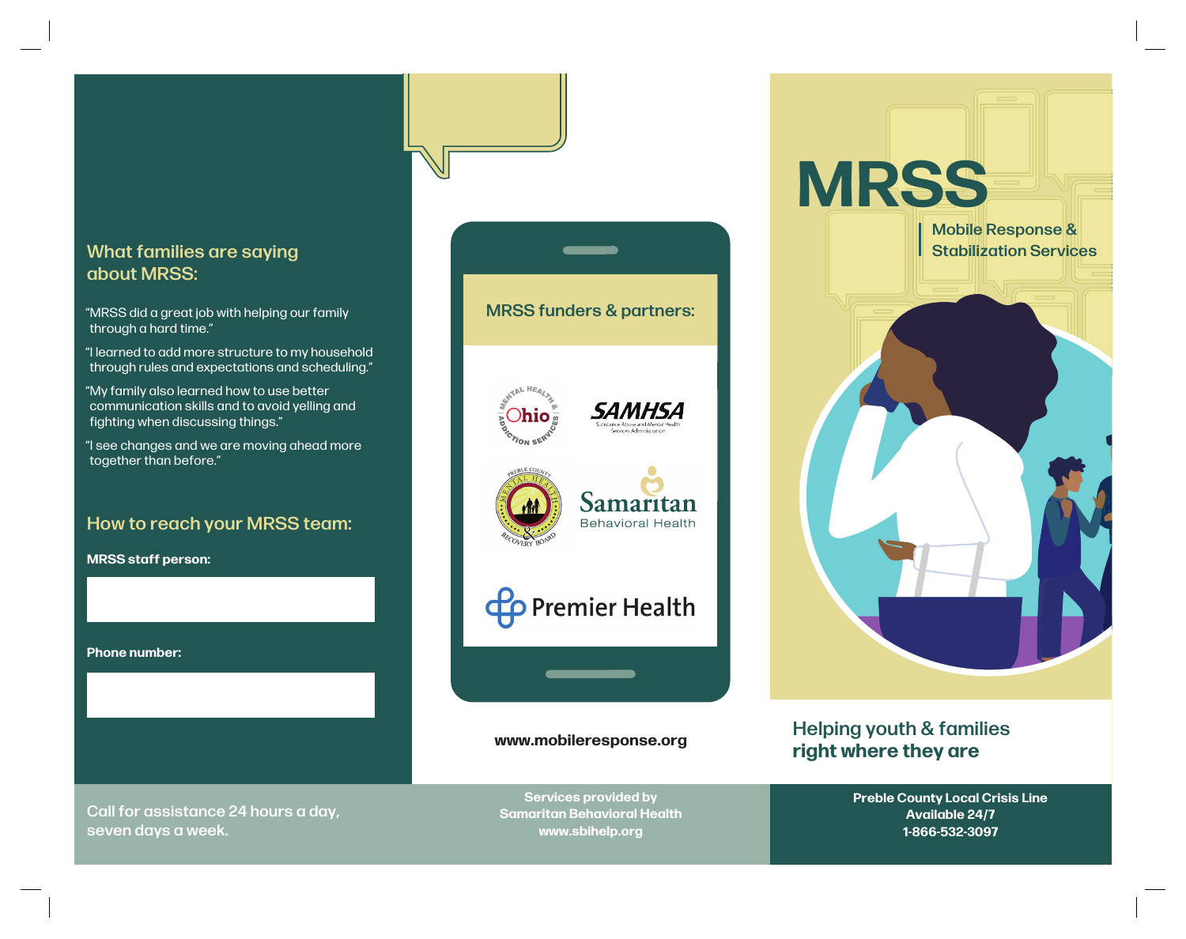## What families are saying about MRSS:

"MRSS did a great job with helping our family through a hard time."

"I learned to add more structure to my household through rules and expectations and scheduling."

"My family also learned how to use better communication skills and to avoid yelling and fighting when discussing things."

"I see changes and we are moving ahead more together than before."

## How to reach your MRSS team:

**MRSS staff person:**

**Phone number:**

Call for assistance 24 hours a day, seven days a week.

### MRSS funders & partners:

Ohio Mental Health & Addiction Services

SAMHSA — Substance Abuse and Mental Health Services Administration

Preble County Mental Health & Recovery Board

Samaritan Behavioral Health

Premier Health

**www.mobileresponse.org**

**Services provided by Samaritan Behavioral Health www.sbihelp.org**

# MRSS

Mobile Response & Stabilization Services

## Helping youth & families **right where they are**

**Preble County Local Crisis Line**
**Available 24/7**
**1-866-532-3097**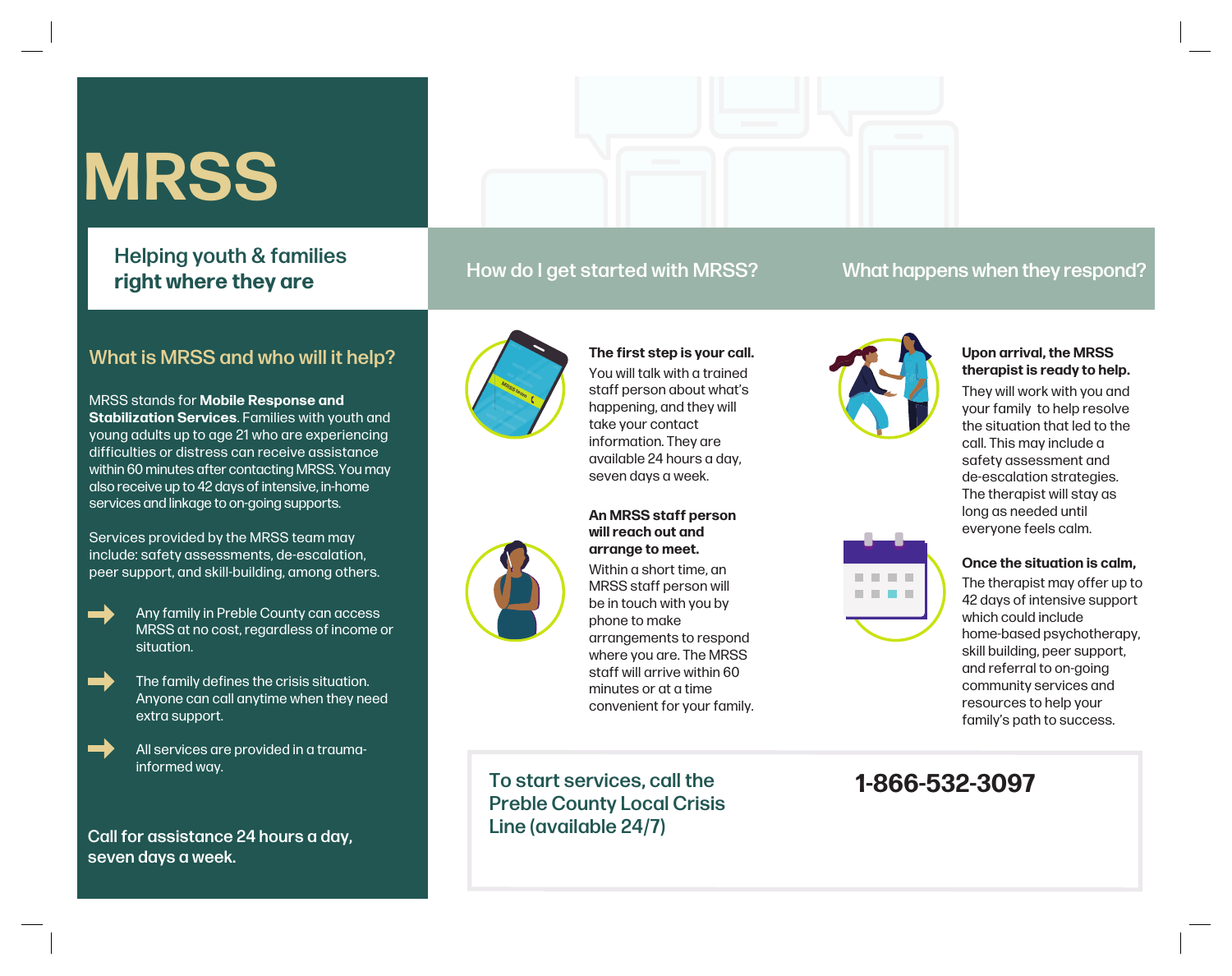# MRSS

## Helping youth & families right where they are

## What is MRSS and who will it help?

MRSS stands for **Mobile Response and Stabilization Services**. Families with youth and young adults up to age 21 who are experiencing difficulties or distress can receive assistance within 60 minutes after contacting MRSS. You may also receive up to 42 days of intensive, in-home services and linkage to on-going supports.

Services provided by the MRSS team may include: safety assessments, de-escalation, peer support, and skill-building, among others.

- Any family in Preble County can access MRSS at no cost, regardless of income or situation.
- The family defines the crisis situation. Anyone can call anytime when they need extra support.
- All services are provided in a trauma-informed way.

Call for assistance 24 hours a day, seven days a week.

## How do I get started with MRSS?

**The first step is your call.**
You will talk with a trained staff person about what's happening, and they will take your contact information. They are available 24 hours a day, seven days a week.

**An MRSS staff person will reach out and arrange to meet.**
Within a short time, an MRSS staff person will be in touch with you by phone to make arrangements to respond where you are. The MRSS staff will arrive within 60 minutes or at a time convenient for your family.

## What happens when they respond?

**Upon arrival, the MRSS therapist is ready to help.**
They will work with you and your family to help resolve the situation that led to the call. This may include a safety assessment and de-escalation strategies. The therapist will stay as long as needed until everyone feels calm.

**Once the situation is calm,**
The therapist may offer up to 42 days of intensive support which could include home-based psychotherapy, skill building, peer support, and referral to on-going community services and resources to help your family's path to success.

To start services, call the Preble County Local Crisis Line (available 24/7)

**1-866-532-3097**